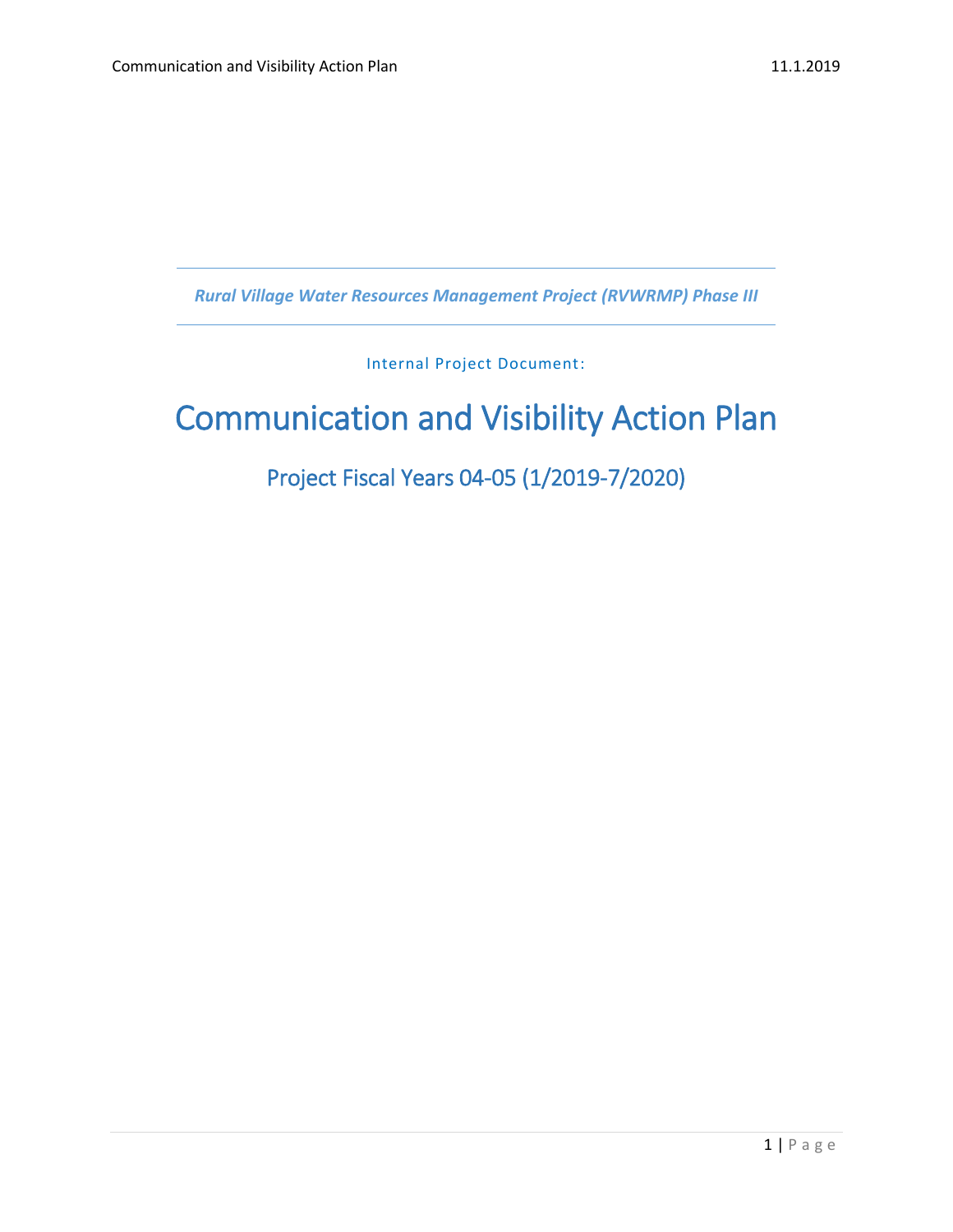*Rural Village Water Resources Management Project (RVWRMP) Phase III*

Internal Project Document:

# Communication and Visibility Action Plan

## Project Fiscal Years 04-05 (1/2019-7/2020)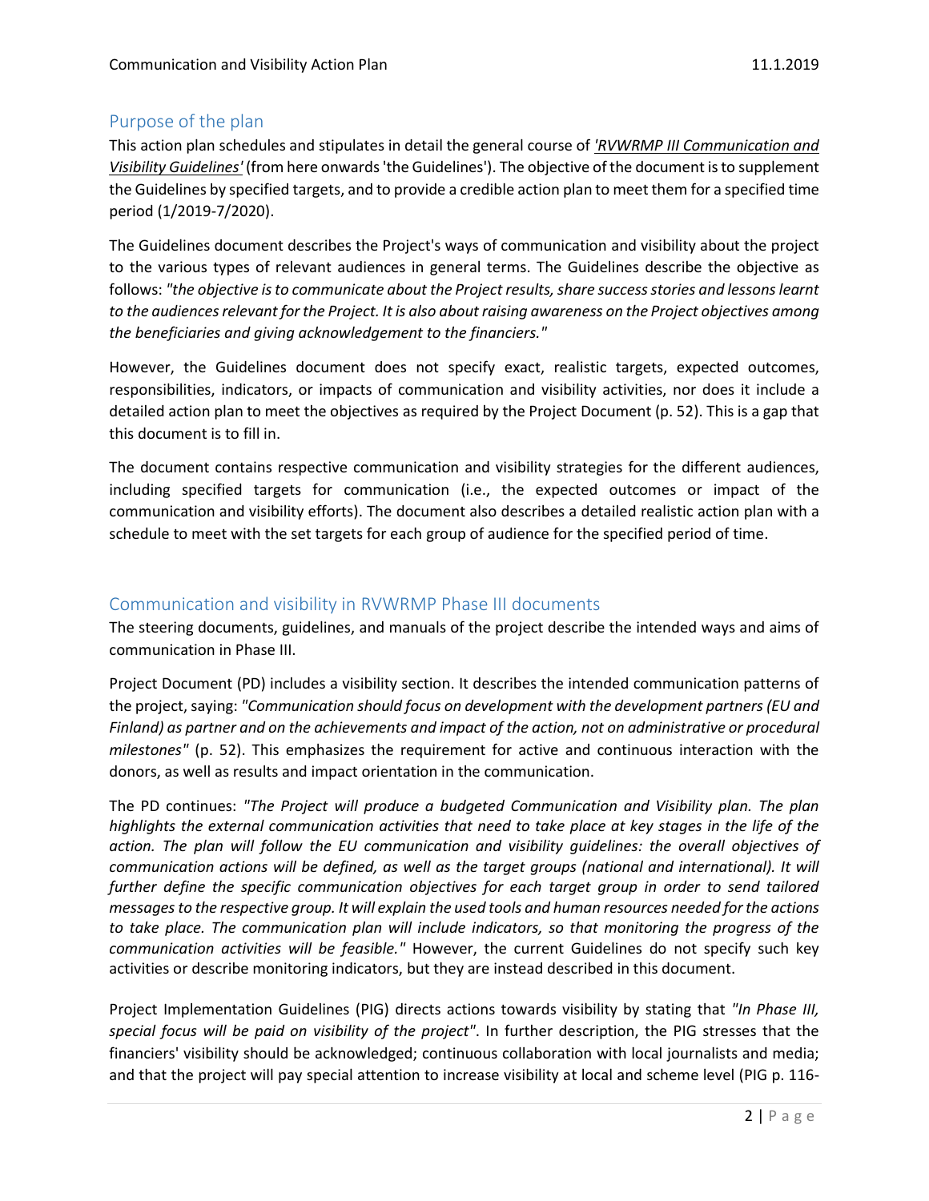## Purpose of the plan

This action plan schedules and stipulates in detail the general course of *'RVWRMP III Communication and Visibility Guidelines'* (from here onwards 'the Guidelines'). The objective of the document is to supplement the Guidelines by specified targets, and to provide a credible action plan to meet them for a specified time period (1/2019-7/2020).

The Guidelines document describes the Project's ways of communication and visibility about the project to the various types of relevant audiences in general terms. The Guidelines describe the objective as follows: *"the objective is to communicate about the Project results, share success stories and lessons learnt to the audiences relevant for the Project. It is also about raising awareness on the Project objectives among the beneficiaries and giving acknowledgement to the financiers."*

However, the Guidelines document does not specify exact, realistic targets, expected outcomes, responsibilities, indicators, or impacts of communication and visibility activities, nor does it include a detailed action plan to meet the objectives as required by the Project Document (p. 52). This is a gap that this document is to fill in.

The document contains respective communication and visibility strategies for the different audiences, including specified targets for communication (i.e., the expected outcomes or impact of the communication and visibility efforts). The document also describes a detailed realistic action plan with a schedule to meet with the set targets for each group of audience for the specified period of time.

## Communication and visibility in RVWRMP Phase III documents

The steering documents, guidelines, and manuals of the project describe the intended ways and aims of communication in Phase III.

Project Document (PD) includes a visibility section. It describes the intended communication patterns of the project, saying: *"Communication should focus on development with the development partners (EU and Finland) as partner and on the achievements and impact of the action, not on administrative or procedural milestones"* (p. 52). This emphasizes the requirement for active and continuous interaction with the donors, as well as results and impact orientation in the communication.

The PD continues: *"The Project will produce a budgeted Communication and Visibility plan. The plan highlights the external communication activities that need to take place at key stages in the life of the action. The plan will follow the EU communication and visibility guidelines: the overall objectives of communication actions will be defined, as well as the target groups (national and international). It will further define the specific communication objectives for each target group in order to send tailored messages to the respective group. It will explain the used tools and human resources needed for the actions to take place. The communication plan will include indicators, so that monitoring the progress of the communication activities will be feasible."* However, the current Guidelines do not specify such key activities or describe monitoring indicators, but they are instead described in this document.

Project Implementation Guidelines (PIG) directs actions towards visibility by stating that *"In Phase III, special focus will be paid on visibility of the project"*. In further description, the PIG stresses that the financiers' visibility should be acknowledged; continuous collaboration with local journalists and media; and that the project will pay special attention to increase visibility at local and scheme level (PIG p. 116-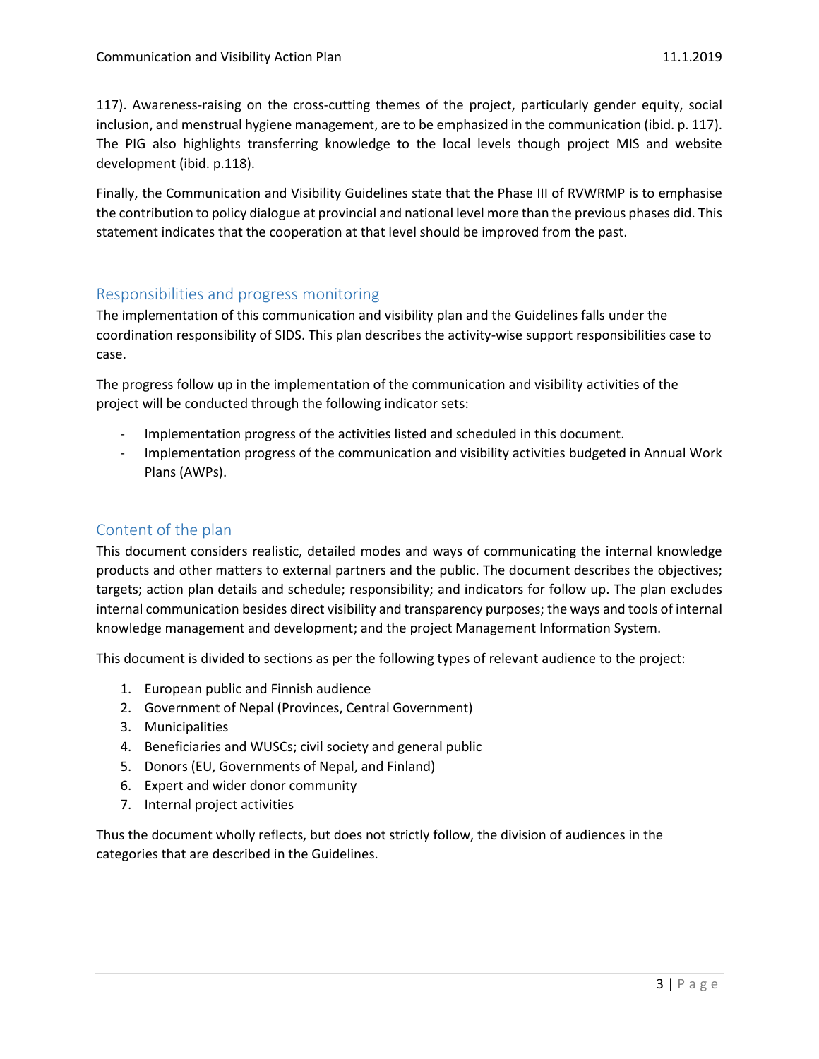117). Awareness-raising on the cross-cutting themes of the project, particularly gender equity, social inclusion, and menstrual hygiene management, are to be emphasized in the communication (ibid. p. 117). The PIG also highlights transferring knowledge to the local levels though project MIS and website development (ibid. p.118).

Finally, the Communication and Visibility Guidelines state that the Phase III of RVWRMP is to emphasise the contribution to policy dialogue at provincial and national level more than the previous phases did. This statement indicates that the cooperation at that level should be improved from the past.

## Responsibilities and progress monitoring

The implementation of this communication and visibility plan and the Guidelines falls under the coordination responsibility of SIDS. This plan describes the activity-wise support responsibilities case to case.

The progress follow up in the implementation of the communication and visibility activities of the project will be conducted through the following indicator sets:

- Implementation progress of the activities listed and scheduled in this document.
- Implementation progress of the communication and visibility activities budgeted in Annual Work Plans (AWPs).

## Content of the plan

This document considers realistic, detailed modes and ways of communicating the internal knowledge products and other matters to external partners and the public. The document describes the objectives; targets; action plan details and schedule; responsibility; and indicators for follow up. The plan excludes internal communication besides direct visibility and transparency purposes; the ways and tools of internal knowledge management and development; and the project Management Information System.

This document is divided to sections as per the following types of relevant audience to the project:

1. European public and Finnish audience
2. Government of Nepal (Provinces, Central Government)
3. Municipalities
4. Beneficiaries and WUSCs; civil society and general public
5. Donors (EU, Governments of Nepal, and Finland)
6. Expert and wider donor community
7. Internal project activities

Thus the document wholly reflects, but does not strictly follow, the division of audiences in the categories that are described in the Guidelines.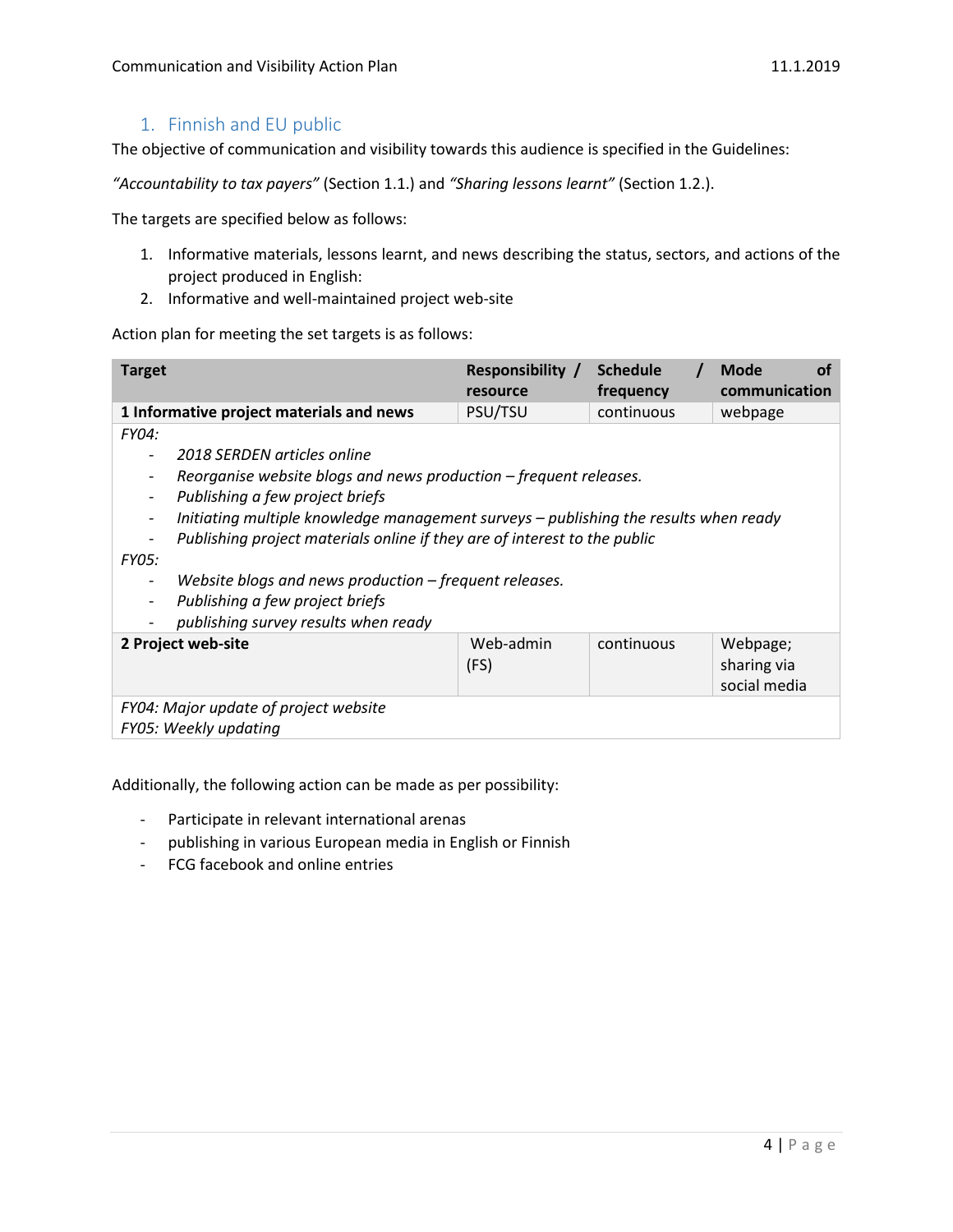## 1. Finnish and EU public

The objective of communication and visibility towards this audience is specified in the Guidelines:

*"Accountability to tax payers"* (Section 1.1.) and *"Sharing lessons learnt"* (Section 1.2.).

The targets are specified below as follows:

1. Informative materials, lessons learnt, and news describing the status, sectors, and actions of the project produced in English:
2. Informative and well-maintained project web-site

Action plan for meeting the set targets is as follows:

| Target | Responsibility / resource | Schedule / frequency | Mode of communication |
|---|---|---|---|
| **1 Informative project materials and news** | PSU/TSU | continuous | webpage |
| *FY04:*<br>- *2018 SERDEN articles online*<br>- *Reorganise website blogs and news production – frequent releases.*<br>- *Publishing a few project briefs*<br>- *Initiating multiple knowledge management surveys – publishing the results when ready*<br>- *Publishing project materials online if they are of interest to the public*<br>*FY05:*<br>- *Website blogs and news production – frequent releases.*<br>- *Publishing a few project briefs*<br>- *publishing survey results when ready* | | | |
| **2 Project web-site** | Web-admin (FS) | continuous | Webpage; sharing via social media |
| *FY04: Major update of project website*<br>*FY05: Weekly updating* | | | |

Additionally, the following action can be made as per possibility:

- Participate in relevant international arenas
- publishing in various European media in English or Finnish
- FCG facebook and online entries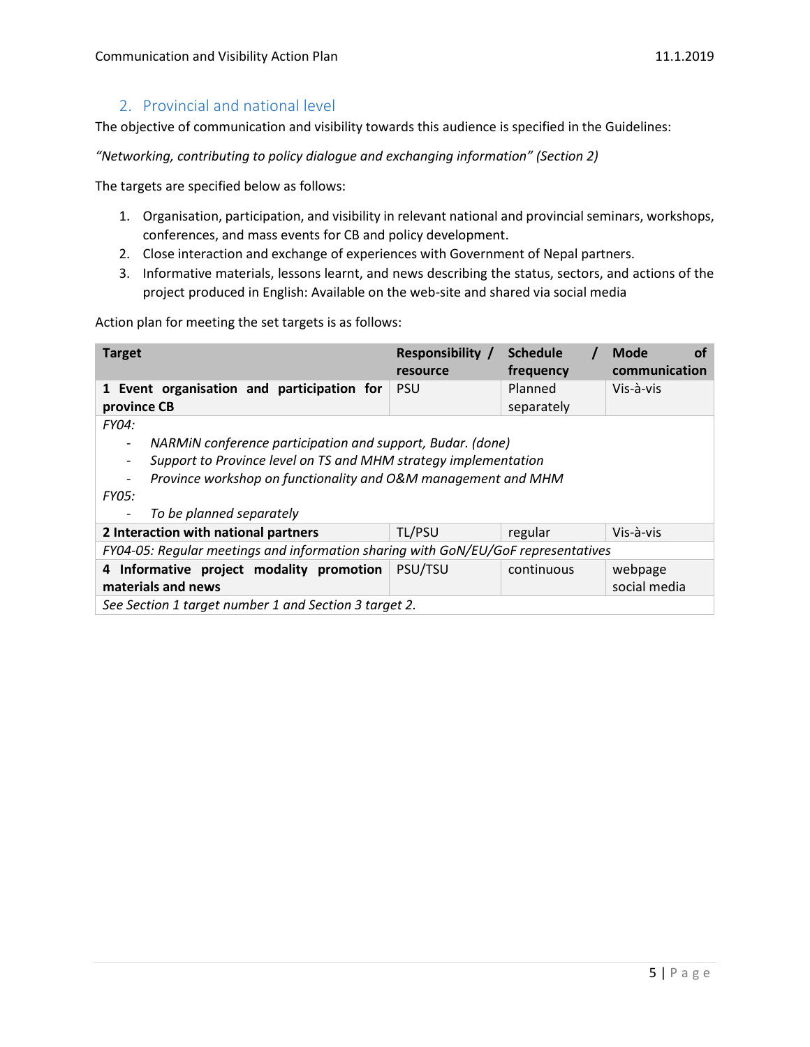## 2. Provincial and national level

The objective of communication and visibility towards this audience is specified in the Guidelines:

*"Networking, contributing to policy dialogue and exchanging information" (Section 2)*

The targets are specified below as follows:

1. Organisation, participation, and visibility in relevant national and provincial seminars, workshops, conferences, and mass events for CB and policy development.
2. Close interaction and exchange of experiences with Government of Nepal partners.
3. Informative materials, lessons learnt, and news describing the status, sectors, and actions of the project produced in English: Available on the web-site and shared via social media

Action plan for meeting the set targets is as follows:

| Target | Responsibility / resource | Schedule / frequency | Mode of communication |
|---|---|---|---|
| **1 Event organisation and participation for province CB** | PSU | Planned separately | Vis-à-vis |
| *FY04:*<br>- *NARMiN conference participation and support, Budar. (done)*<br>- *Support to Province level on TS and MHM strategy implementation*<br>- *Province workshop on functionality and O&M management and MHM*<br>*FY05:*<br>- *To be planned separately* | | | |
| **2 Interaction with national partners** | TL/PSU | regular | Vis-à-vis |
| *FY04-05: Regular meetings and information sharing with GoN/EU/GoF representatives* | | | |
| **4 Informative project modality promotion materials and news** | PSU/TSU | continuous | webpage<br>social media |
| *See Section 1 target number 1 and Section 3 target 2.* | | | |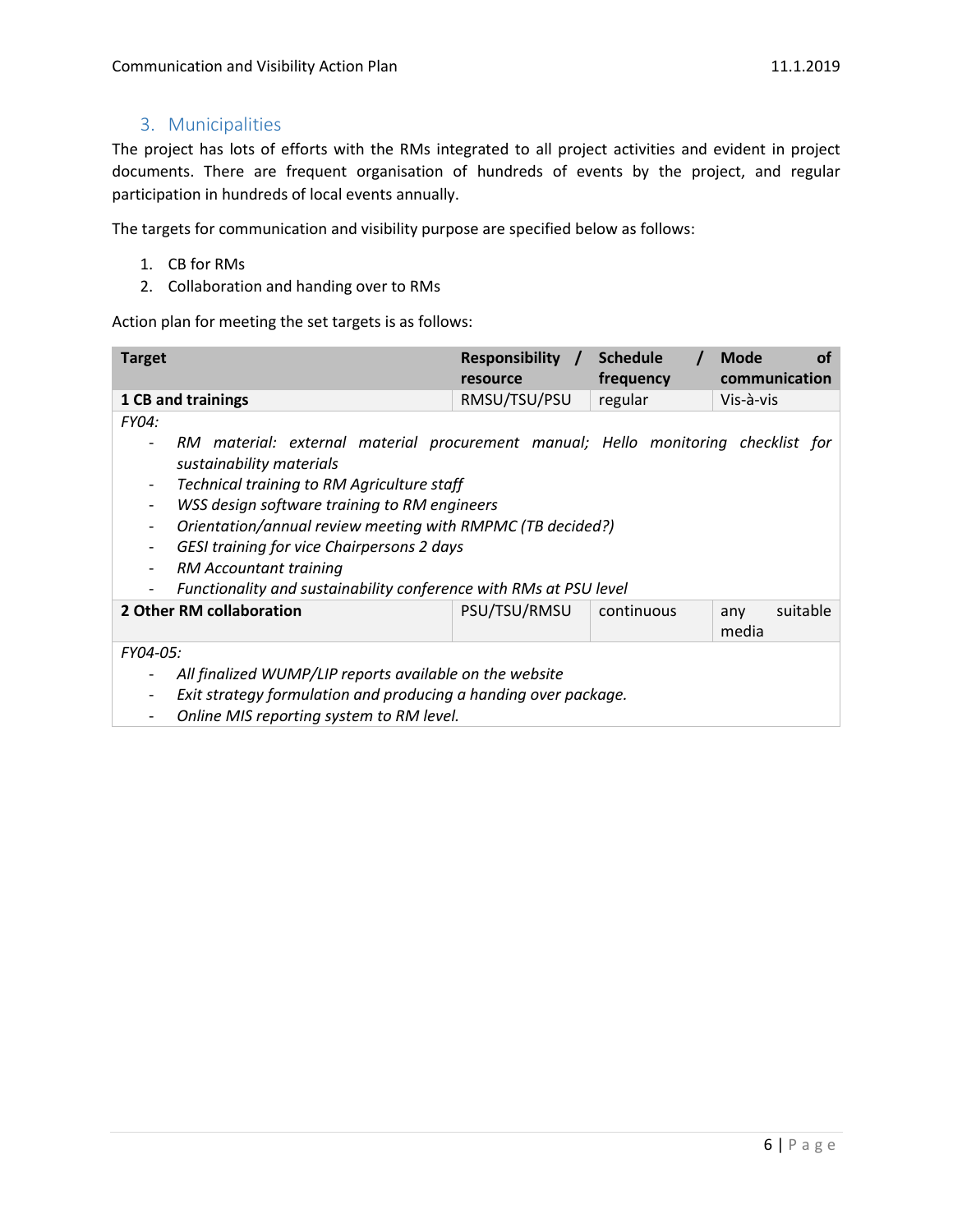## 3. Municipalities

The project has lots of efforts with the RMs integrated to all project activities and evident in project documents. There are frequent organisation of hundreds of events by the project, and regular participation in hundreds of local events annually.

The targets for communication and visibility purpose are specified below as follows:

1. CB for RMs
2. Collaboration and handing over to RMs

Action plan for meeting the set targets is as follows:

| Target | Responsibility / resource | Schedule / frequency | Mode of communication |
|---|---|---|---|
| **1 CB and trainings** | RMSU/TSU/PSU | regular | Vis-à-vis |
| *FY04:*<br>- *RM material: external material procurement manual; Hello monitoring checklist for sustainability materials*<br>- *Technical training to RM Agriculture staff*<br>- *WSS design software training to RM engineers*<br>- *Orientation/annual review meeting with RMPMC (TB decided?)*<br>- *GESI training for vice Chairpersons 2 days*<br>- *RM Accountant training*<br>- *Functionality and sustainability conference with RMs at PSU level* | | | |
| **2 Other RM collaboration** | PSU/TSU/RMSU | continuous | any suitable media |
| *FY04-05:*<br>- *All finalized WUMP/LIP reports available on the website*<br>- *Exit strategy formulation and producing a handing over package.*<br>- *Online MIS reporting system to RM level.* | | | |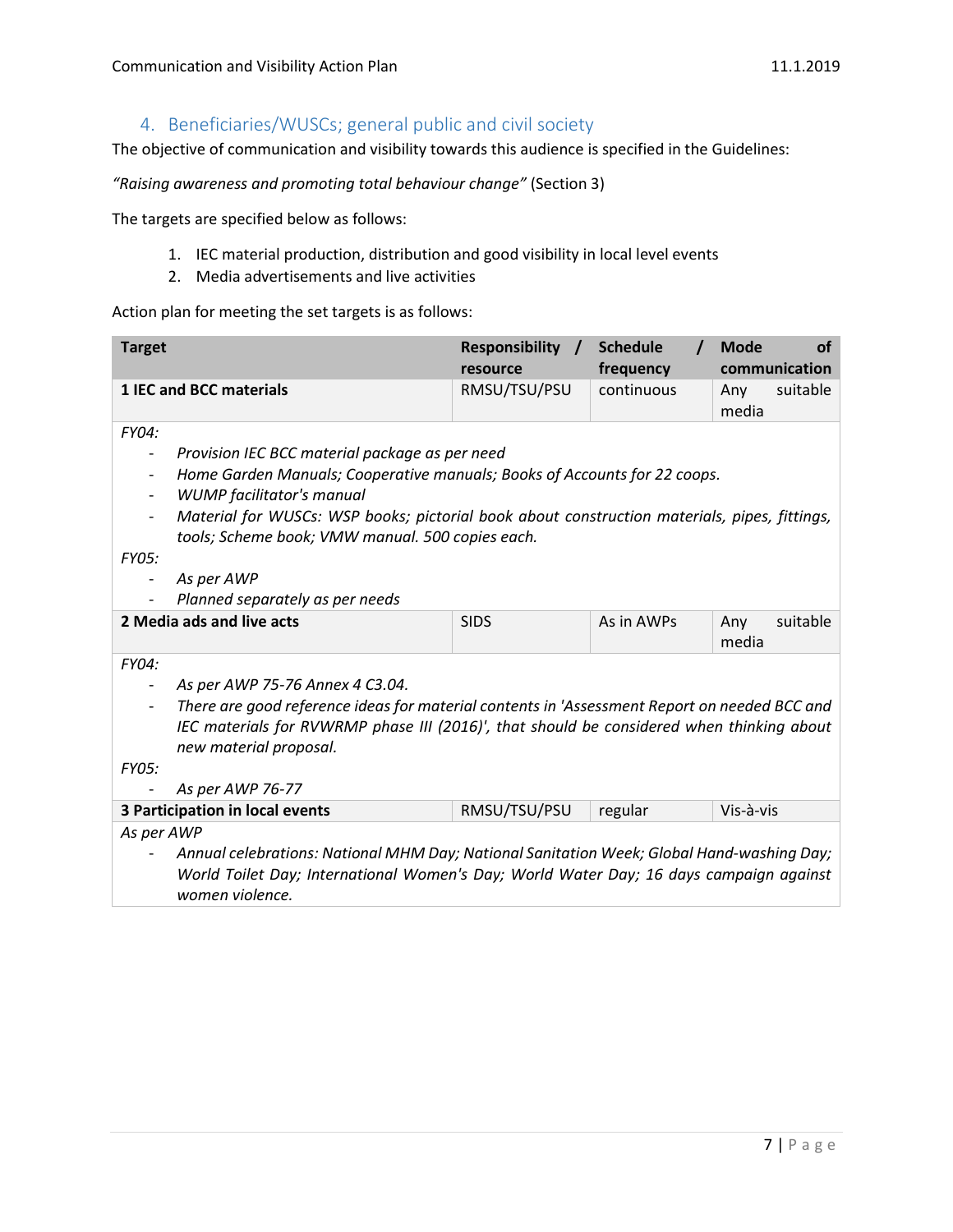## 4. Beneficiaries/WUSCs; general public and civil society

The objective of communication and visibility towards this audience is specified in the Guidelines:

*"Raising awareness and promoting total behaviour change"* (Section 3)

The targets are specified below as follows:

1. IEC material production, distribution and good visibility in local level events
2. Media advertisements and live activities

Action plan for meeting the set targets is as follows:

| Target | Responsibility / resource | Schedule / frequency | Mode of communication |
|---|---|---|---|
| **1 IEC and BCC materials** | RMSU/TSU/PSU | continuous | Any suitable media |
| *FY04:*<br>- *Provision IEC BCC material package as per need*<br>- *Home Garden Manuals; Cooperative manuals; Books of Accounts for 22 coops.*<br>- *WUMP facilitator's manual*<br>- *Material for WUSCs: WSP books; pictorial book about construction materials, pipes, fittings, tools; Scheme book; VMW manual. 500 copies each.*<br>*FY05:*<br>- *As per AWP*<br>- *Planned separately as per needs* | | | |
| **2 Media ads and live acts** | SIDS | As in AWPs | Any suitable media |
| *FY04:*<br>- *As per AWP 75-76 Annex 4 C3.04.*<br>- *There are good reference ideas for material contents in 'Assessment Report on needed BCC and IEC materials for RVWRMP phase III (2016)', that should be considered when thinking about new material proposal.*<br>*FY05:*<br>- *As per AWP 76-77* | | | |
| **3 Participation in local events** | RMSU/TSU/PSU | regular | Vis-à-vis |
| *As per AWP*<br>- *Annual celebrations: National MHM Day; National Sanitation Week; Global Hand-washing Day; World Toilet Day; International Women's Day; World Water Day; 16 days campaign against women violence.* | | | |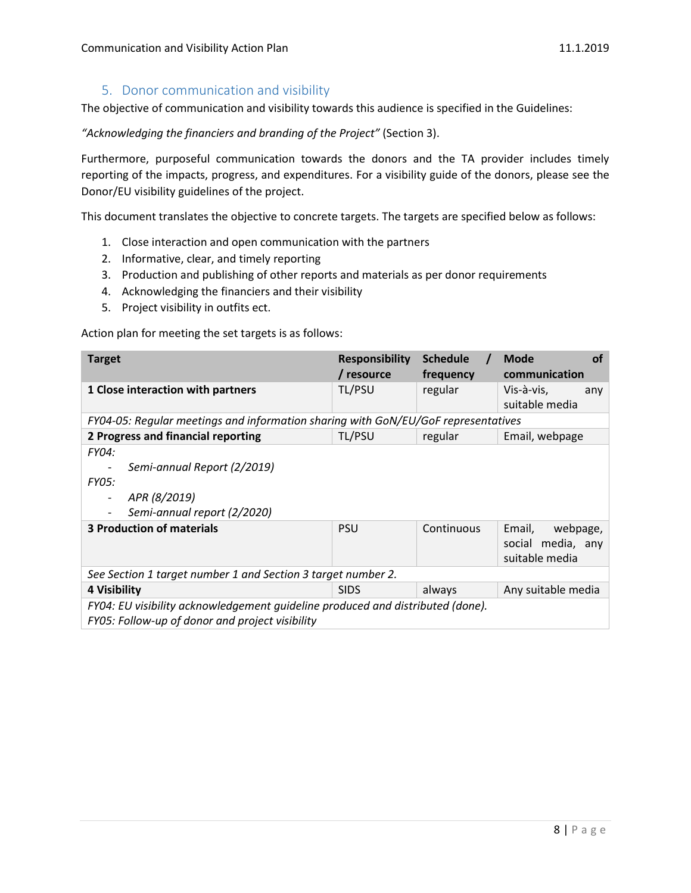## 5. Donor communication and visibility

The objective of communication and visibility towards this audience is specified in the Guidelines:

*"Acknowledging the financiers and branding of the Project"* (Section 3).

Furthermore, purposeful communication towards the donors and the TA provider includes timely reporting of the impacts, progress, and expenditures. For a visibility guide of the donors, please see the Donor/EU visibility guidelines of the project.

This document translates the objective to concrete targets. The targets are specified below as follows:

1. Close interaction and open communication with the partners
2. Informative, clear, and timely reporting
3. Production and publishing of other reports and materials as per donor requirements
4. Acknowledging the financiers and their visibility
5. Project visibility in outfits ect.

Action plan for meeting the set targets is as follows:

| Target | Responsibility / resource | Schedule / frequency | Mode of communication |
|---|---|---|---|
| **1 Close interaction with partners** | TL/PSU | regular | Vis-à-vis, any suitable media |
| *FY04-05: Regular meetings and information sharing with GoN/EU/GoF representatives* | | | |
| **2 Progress and financial reporting** | TL/PSU | regular | Email, webpage |
| *FY04:*<br>- *Semi-annual Report (2/2019)*<br>*FY05:*<br>- *APR (8/2019)*<br>- *Semi-annual report (2/2020)* | | | |
| **3 Production of materials** | PSU | Continuous | Email, webpage, social media, any suitable media |
| *See Section 1 target number 1 and Section 3 target number 2.* | | | |
| **4 Visibility** | SIDS | always | Any suitable media |
| *FY04: EU visibility acknowledgement guideline produced and distributed (done).*<br>*FY05: Follow-up of donor and project visibility* | | | |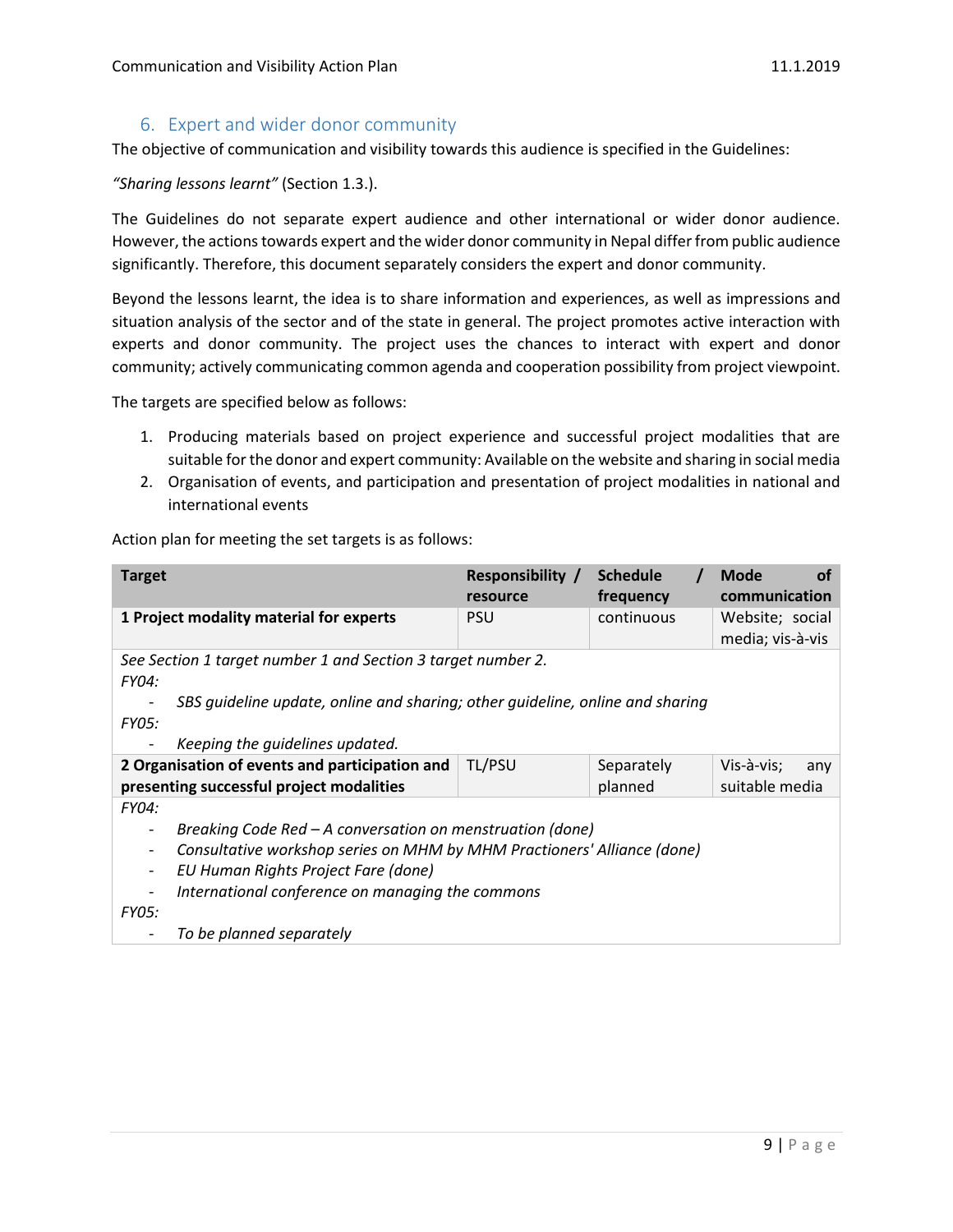## 6. Expert and wider donor community

The objective of communication and visibility towards this audience is specified in the Guidelines:

*"Sharing lessons learnt"* (Section 1.3.).

The Guidelines do not separate expert audience and other international or wider donor audience. However, the actions towards expert and the wider donor community in Nepal differ from public audience significantly. Therefore, this document separately considers the expert and donor community.

Beyond the lessons learnt, the idea is to share information and experiences, as well as impressions and situation analysis of the sector and of the state in general. The project promotes active interaction with experts and donor community. The project uses the chances to interact with expert and donor community; actively communicating common agenda and cooperation possibility from project viewpoint.

The targets are specified below as follows:

1. Producing materials based on project experience and successful project modalities that are suitable for the donor and expert community: Available on the website and sharing in social media
2. Organisation of events, and participation and presentation of project modalities in national and international events

Action plan for meeting the set targets is as follows:

| Target | Responsibility / resource | Schedule / frequency | Mode of communication |
|---|---|---|---|
| **1 Project modality material for experts** | PSU | continuous | Website; social media; vis-à-vis |
| *See Section 1 target number 1 and Section 3 target number 2.*<br>*FY04:*<br>- *SBS guideline update, online and sharing; other guideline, online and sharing*<br>*FY05:*<br>- *Keeping the guidelines updated.* | | | |
| **2 Organisation of events and participation and presenting successful project modalities** | TL/PSU | Separately planned | Vis-à-vis; any suitable media |
| *FY04:*<br>- *Breaking Code Red – A conversation on menstruation (done)*<br>- *Consultative workshop series on MHM by MHM Practioners' Alliance (done)*<br>- *EU Human Rights Project Fare (done)*<br>- *International conference on managing the commons*<br>*FY05:*<br>- *To be planned separately* | | | |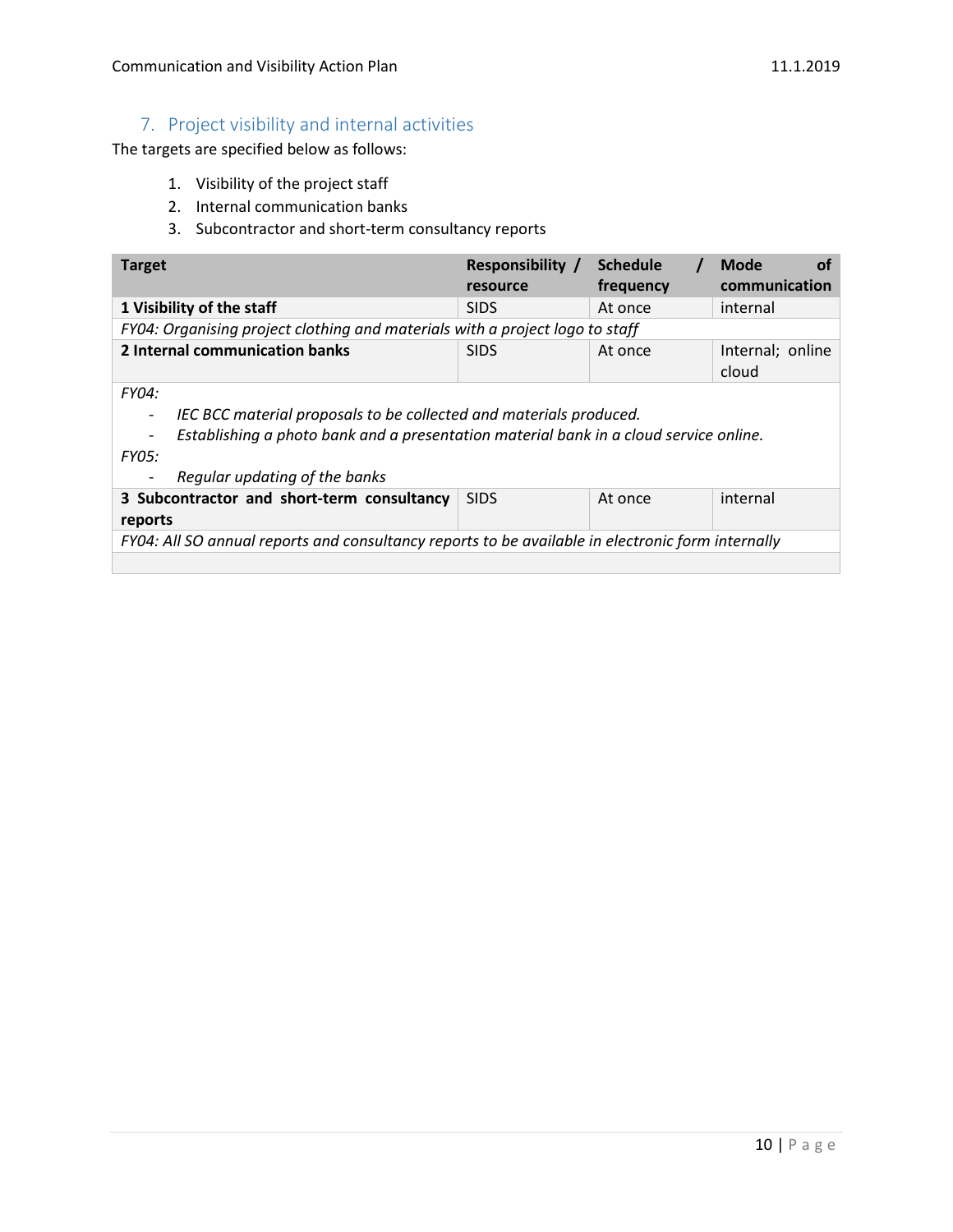## 7. Project visibility and internal activities

The targets are specified below as follows:

1. Visibility of the project staff
2. Internal communication banks
3. Subcontractor and short-term consultancy reports

| Target | Responsibility / resource | Schedule / frequency | Mode of communication |
|---|---|---|---|
| **1 Visibility of the staff** | SIDS | At once | internal |
| *FY04: Organising project clothing and materials with a project logo to staff* | | | |
| **2 Internal communication banks** | SIDS | At once | Internal; online cloud |
| *FY04:* <br> - *IEC BCC material proposals to be collected and materials produced.* <br> - *Establishing a photo bank and a presentation material bank in a cloud service online.* <br> *FY05:* <br> - *Regular updating of the banks* | | | |
| **3 Subcontractor and short-term consultancy reports** | SIDS | At once | internal |
| *FY04: All SO annual reports and consultancy reports to be available in electronic form internally* | | | |